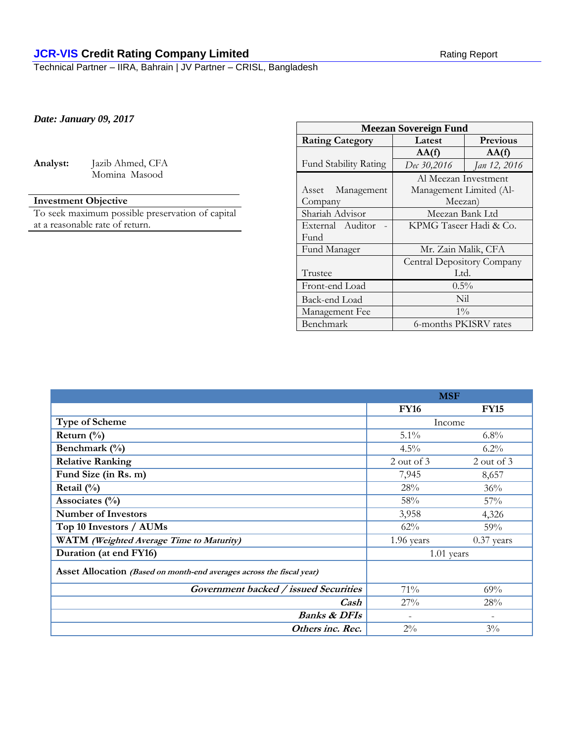**JCR-VIS Credit Rating Company Limited** Rating Report

Technical Partner – IIRA, Bahrain | JV Partner – CRISL, Bangladesh

***Date: January 09, 2017***

**Analyst:** Jazib Ahmed, CFA
Momina Masood

**Investment Objective**

To seek maximum possible preservation of capital at a reasonable rate of return.

| Meezan Sovereign Fund | | |
|---|---|---|
| **Rating Category** | **Latest** | **Previous** |
| Fund Stability Rating | **AA(f)** *Dec 30,2016* | **AA(f)** *Jan 12, 2016* |
| Asset Management Company | Al Meezan Investment Management Limited (Al-Meezan) | |
| Shariah Advisor | Meezan Bank Ltd | |
| External Auditor - Fund | KPMG Taseer Hadi & Co. | |
| Fund Manager | Mr. Zain Malik, CFA | |
| Trustee | Central Depository Company Ltd. | |
| Front-end Load | 0.5% | |
| Back-end Load | Nil | |
| Management Fee | 1% | |
| Benchmark | 6-months PKISRV rates | |

| | MSF | |
|---|---|---|
| | **FY16** | **FY15** |
| **Type of Scheme** | Income | |
| **Return (%)** | 5.1% | 6.8% |
| **Benchmark (%)** | 4.5% | 6.2% |
| **Relative Ranking** | 2 out of 3 | 2 out of 3 |
| **Fund Size (in Rs. m)** | 7,945 | 8,657 |
| **Retail (%)** | 28% | 36% |
| **Associates (%)** | 58% | 57% |
| **Number of Investors** | 3,958 | 4,326 |
| **Top 10 Investors / AUMs** | 62% | 59% |
| **WATM** ***(Weighted Average Time to Maturity)*** | 1.96 years | 0.37 years |
| **Duration (at end FY16)** | 1.01 years | |
| **Asset Allocation** ***(Based on month-end averages across the fiscal year)*** | | |
| ***Government backed / issued Securities*** | 71% | 69% |
| ***Cash*** | 27% | 28% |
| ***Banks & DFIs*** | - | - |
| ***Others inc. Rec.*** | 2% | 3% |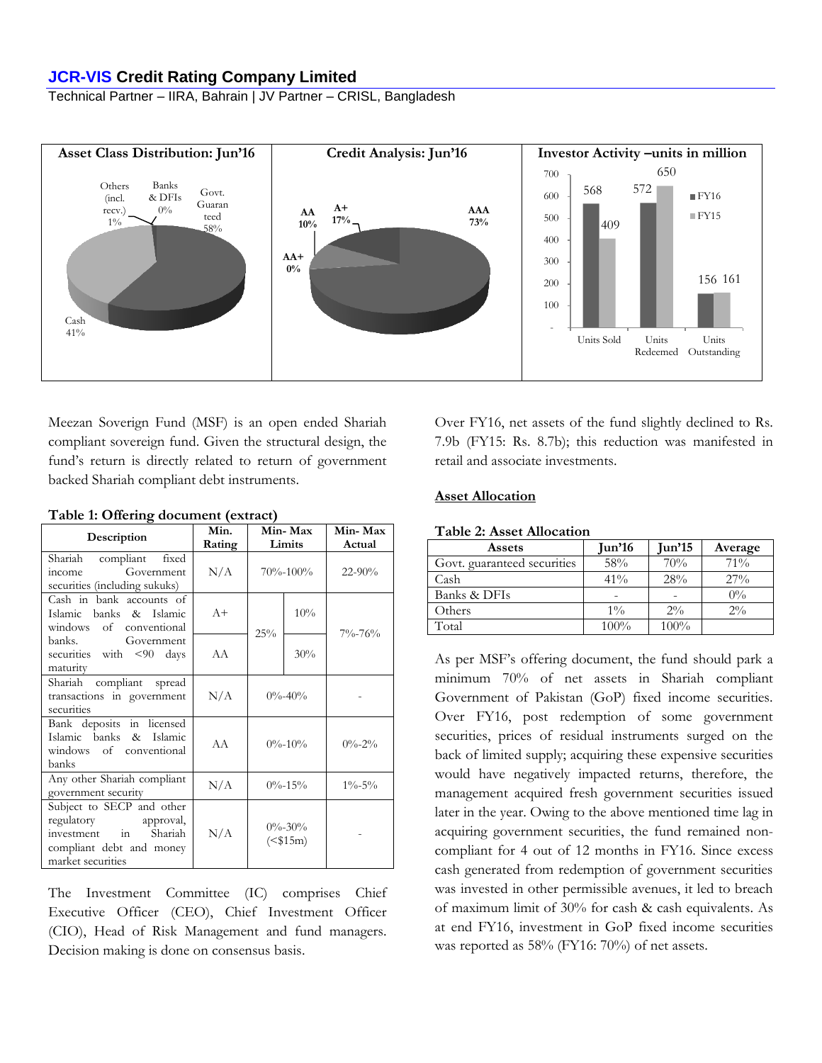**Asset Class Distribution: Jun'16**

Others (incl. recv.) 1% | Banks & DFIs 0% | Govt. Guaranteed 58% | Cash 41%

**Credit Analysis: Jun'16**

AAA 73% | AA+ 0% | AA 10% | A+ 17%

**Investor Activity –units in million**

| | FY16 | FY15 |
|---|---|---|
| Units Sold | 568 | 409 |
| Units Redeemed | 572 | 650 |
| Units Outstanding | 156 | 161 |

Meezan Soverign Fund (MSF) is an open ended Shariah compliant sovereign fund. Given the structural design, the fund's return is directly related to return of government backed Shariah compliant debt instruments.

**Table 1: Offering document (extract)**

| Description | Min. Rating | Min- Max Limits | | Min- Max Actual |
|---|---|---|---|---|
| Shariah compliant fixed income Government securities (including sukuks) | N/A | 70%-100% | | 22-90% |
| Cash in bank accounts of Islamic banks & Islamic windows of conventional banks. | A+ | 25% | 10% | 7%-76% |
| Government securities with <90 days maturity | AA | | 30% | |
| Shariah compliant spread transactions in government securities | N/A | 0%-40% | | - |
| Bank deposits in licensed Islamic banks & Islamic windows of conventional banks | AA | 0%-10% | | 0%-2% |
| Any other Shariah compliant government security | N/A | 0%-15% | | 1%-5% |
| Subject to SECP and other regulatory approval, investment in Shariah compliant debt and money market securities | N/A | 0%-30% (<$15m) | | - |

The Investment Committee (IC) comprises Chief Executive Officer (CEO), Chief Investment Officer (CIO), Head of Risk Management and fund managers. Decision making is done on consensus basis.

Over FY16, net assets of the fund slightly declined to Rs. 7.9b (FY15: Rs. 8.7b); this reduction was manifested in retail and associate investments.

## Asset Allocation

**Table 2: Asset Allocation**

| Assets | Jun'16 | Jun'15 | Average |
|---|---|---|---|
| Govt. guaranteed securities | 58% | 70% | 71% |
| Cash | 41% | 28% | 27% |
| Banks & DFIs | - | - | 0% |
| Others | 1% | 2% | 2% |
| Total | 100% | 100% | |

As per MSF's offering document, the fund should park a minimum 70% of net assets in Shariah compliant Government of Pakistan (GoP) fixed income securities. Over FY16, post redemption of some government securities, prices of residual instruments surged on the back of limited supply; acquiring these expensive securities would have negatively impacted returns, therefore, the management acquired fresh government securities issued later in the year. Owing to the above mentioned time lag in acquiring government securities, the fund remained non-compliant for 4 out of 12 months in FY16. Since excess cash generated from redemption of government securities was invested in other permissible avenues, it led to breach of maximum limit of 30% for cash & cash equivalents. As at end FY16, investment in GoP fixed income securities was reported as 58% (FY16: 70%) of net assets.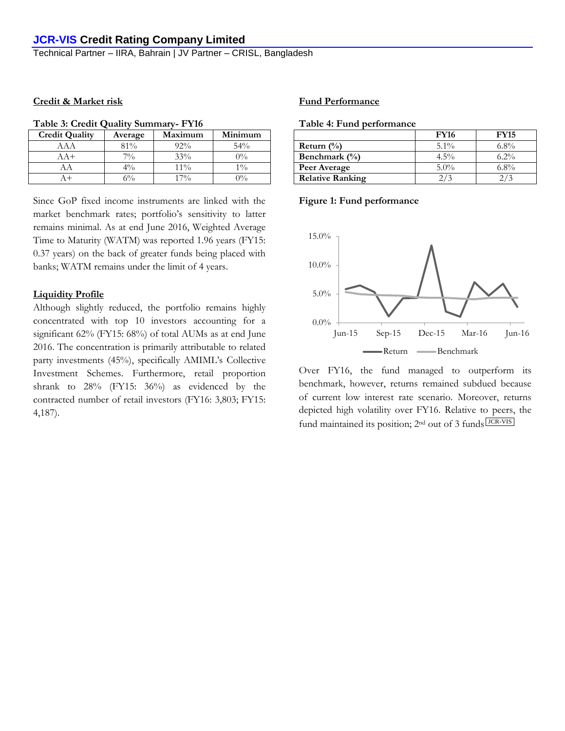## Credit & Market risk

**Table 3: Credit Quality Summary- FY16**

| Credit Quality | Average | Maximum | Minimum |
|---|---|---|---|
| AAA | 81% | 92% | 54% |
| AA+ | 7% | 33% | 0% |
| AA | 4% | 11% | 1% |
| A+ | 6% | 17% | 0% |

Since GoP fixed income instruments are linked with the market benchmark rates; portfolio's sensitivity to latter remains minimal. As at end June 2016, Weighted Average Time to Maturity (WATM) was reported 1.96 years (FY15: 0.37 years) on the back of greater funds being placed with banks; WATM remains under the limit of 4 years.

## Liquidity Profile

Although slightly reduced, the portfolio remains highly concentrated with top 10 investors accounting for a significant 62% (FY15: 68%) of total AUMs as at end June 2016. The concentration is primarily attributable to related party investments (45%), specifically AMIML's Collective Investment Schemes. Furthermore, retail proportion shrank to 28% (FY15: 36%) as evidenced by the contracted number of retail investors (FY16: 3,803; FY15: 4,187).

## Fund Performance

**Table 4: Fund performance**

| | FY16 | FY15 |
|---|---|---|
| **Return (%)** | 5.1% | 6.8% |
| **Benchmark (%)** | 4.5% | 6.2% |
| **Peer Average** | 5.0% | 6.8% |
| **Relative Ranking** | 2/3 | 2/3 |

**Figure 1: Fund performance**

Over FY16, the fund managed to outperform its benchmark, however, returns remained subdued because of current low interest rate scenario. Moreover, returns depicted high volatility over FY16. Relative to peers, the fund maintained its position; 2nd out of 3 funds JCR-VIS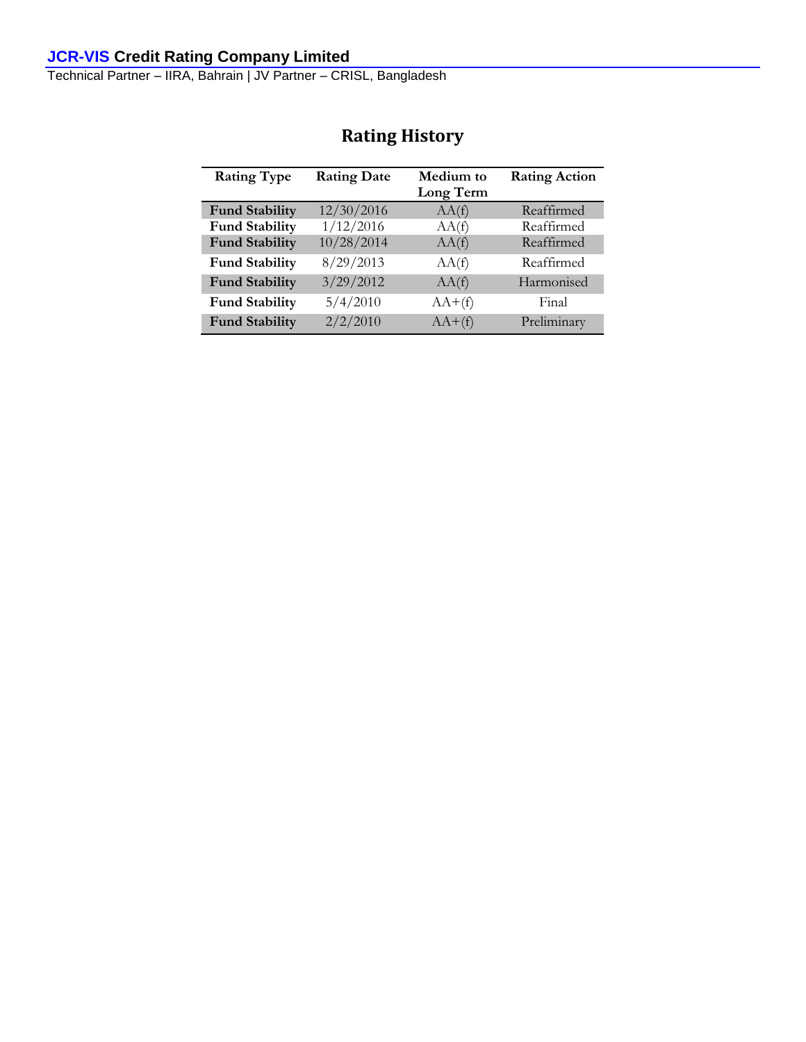# Rating History

| Rating Type | Rating Date | Medium to Long Term | Rating Action |
|---|---|---|---|
| **Fund Stability** | 12/30/2016 | AA(f) | Reaffirmed |
| **Fund Stability** | 1/12/2016 | AA(f) | Reaffirmed |
| **Fund Stability** | 10/28/2014 | AA(f) | Reaffirmed |
| **Fund Stability** | 8/29/2013 | AA(f) | Reaffirmed |
| **Fund Stability** | 3/29/2012 | AA(f) | Harmonised |
| **Fund Stability** | 5/4/2010 | AA+(f) | Final |
| **Fund Stability** | 2/2/2010 | AA+(f) | Preliminary |